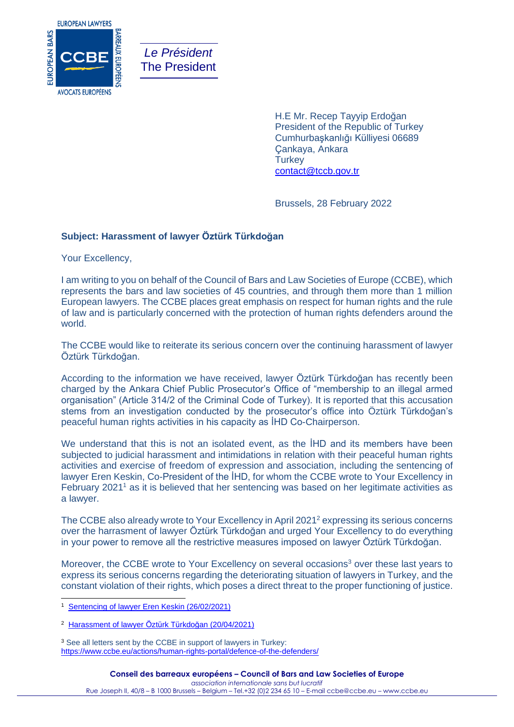*Le Président*
The President

H.E Mr. Recep Tayyip Erdoğan
President of the Republic of Turkey
Cumhurbaşkanlığı Külliyesi 06689
Çankaya, Ankara
Turkey
contact@tccb.gov.tr

Brussels, 28 February 2022

**Subject: Harassment of lawyer Öztürk Türkdoğan**

Your Excellency,

I am writing to you on behalf of the Council of Bars and Law Societies of Europe (CCBE), which represents the bars and law societies of 45 countries, and through them more than 1 million European lawyers. The CCBE places great emphasis on respect for human rights and the rule of law and is particularly concerned with the protection of human rights defenders around the world.

The CCBE would like to reiterate its serious concern over the continuing harassment of lawyer Öztürk Türkdoğan.

According to the information we have received, lawyer Öztürk Türkdoğan has recently been charged by the Ankara Chief Public Prosecutor's Office of "membership to an illegal armed organisation" (Article 314/2 of the Criminal Code of Turkey). It is reported that this accusation stems from an investigation conducted by the prosecutor's office into Öztürk Türkdoğan's peaceful human rights activities in his capacity as İHD Co-Chairperson.

We understand that this is not an isolated event, as the İHD and its members have been subjected to judicial harassment and intimidations in relation with their peaceful human rights activities and exercise of freedom of expression and association, including the sentencing of lawyer Eren Keskin, Co-President of the İHD, for whom the CCBE wrote to Your Excellency in February 2021[1] as it is believed that her sentencing was based on her legitimate activities as a lawyer.

The CCBE also already wrote to Your Excellency in April 2021[2] expressing its serious concerns over the harrasment of lawyer Öztürk Türkdoğan and urged Your Excellency to do everything in your power to remove all the restrictive measures imposed on lawyer Öztürk Türkdoğan.

Moreover, the CCBE wrote to Your Excellency on several occasions[3] over these last years to express its serious concerns regarding the deteriorating situation of lawyers in Turkey, and the constant violation of their rights, which poses a direct threat to the proper functioning of justice.

---

[1] Sentencing of lawyer Eren Keskin (26/02/2021)

[2] Harassment of lawyer Öztürk Türkdoğan (20/04/2021)

[3] See all letters sent by the CCBE in support of lawyers in Turkey: https://www.ccbe.eu/actions/human-rights-portal/defence-of-the-defenders/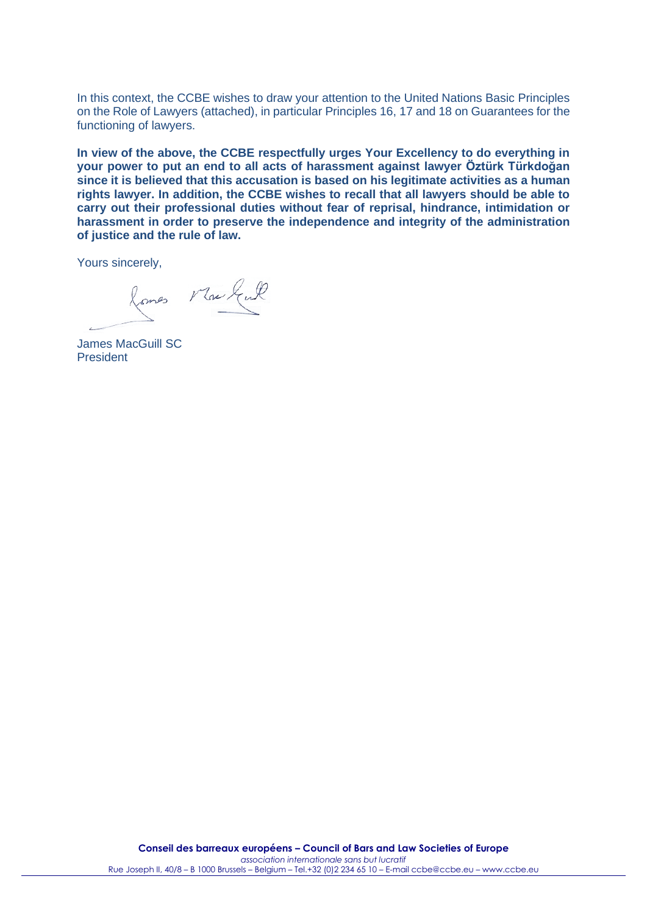In this context, the CCBE wishes to draw your attention to the United Nations Basic Principles on the Role of Lawyers (attached), in particular Principles 16, 17 and 18 on Guarantees for the functioning of lawyers.

**In view of the above, the CCBE respectfully urges Your Excellency to do everything in your power to put an end to all acts of harassment against lawyer Öztürk Türkdoğan since it is believed that this accusation is based on his legitimate activities as a human rights lawyer. In addition, the CCBE wishes to recall that all lawyers should be able to carry out their professional duties without fear of reprisal, hindrance, intimidation or harassment in order to preserve the independence and integrity of the administration of justice and the rule of law.**

Yours sincerely,

James MacGuill SC
President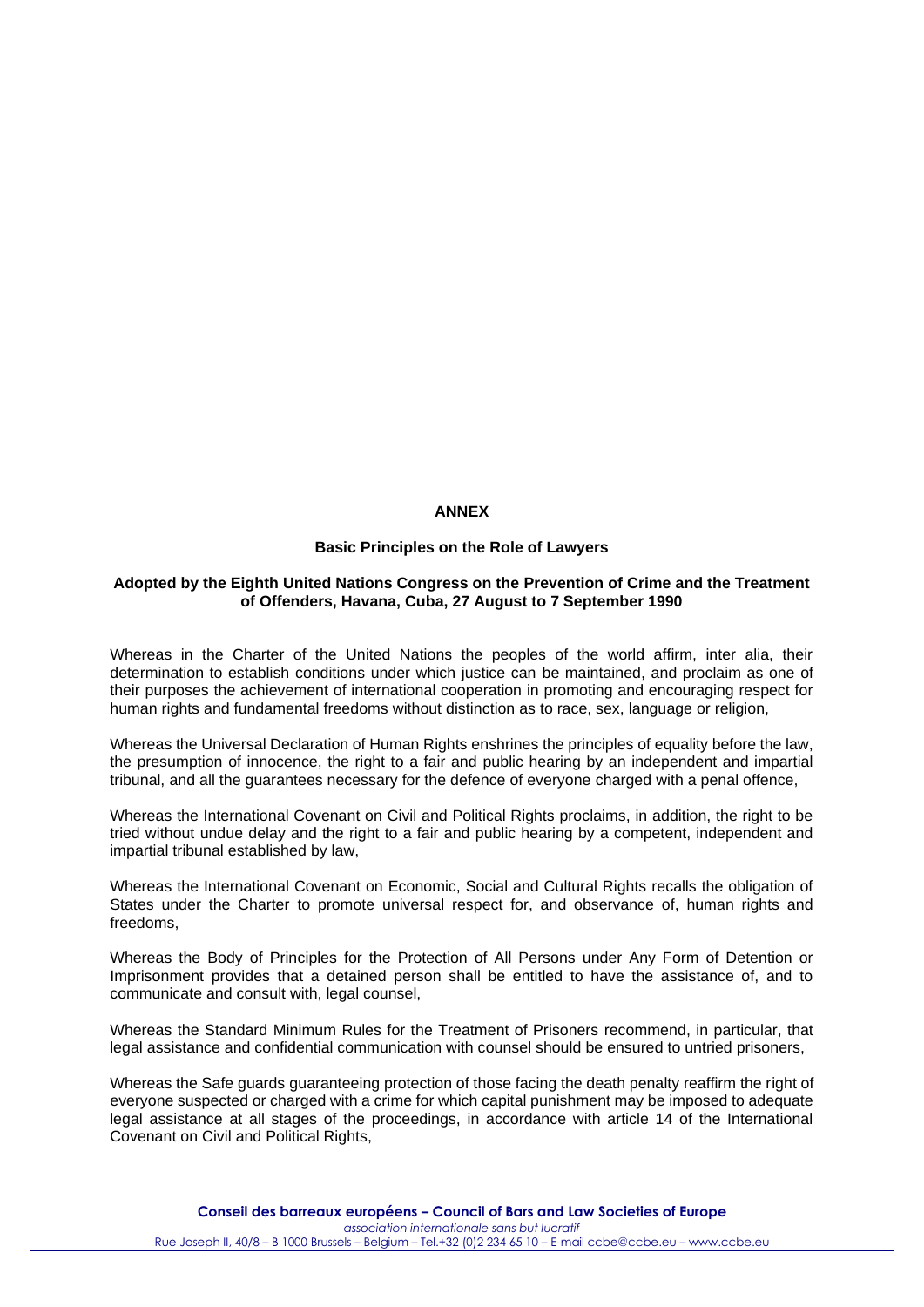**ANNEX**

**Basic Principles on the Role of Lawyers**

**Adopted by the Eighth United Nations Congress on the Prevention of Crime and the Treatment of Offenders, Havana, Cuba, 27 August to 7 September 1990**

Whereas in the Charter of the United Nations the peoples of the world affirm, inter alia, their determination to establish conditions under which justice can be maintained, and proclaim as one of their purposes the achievement of international cooperation in promoting and encouraging respect for human rights and fundamental freedoms without distinction as to race, sex, language or religion,

Whereas the Universal Declaration of Human Rights enshrines the principles of equality before the law, the presumption of innocence, the right to a fair and public hearing by an independent and impartial tribunal, and all the guarantees necessary for the defence of everyone charged with a penal offence,

Whereas the International Covenant on Civil and Political Rights proclaims, in addition, the right to be tried without undue delay and the right to a fair and public hearing by a competent, independent and impartial tribunal established by law,

Whereas the International Covenant on Economic, Social and Cultural Rights recalls the obligation of States under the Charter to promote universal respect for, and observance of, human rights and freedoms,

Whereas the Body of Principles for the Protection of All Persons under Any Form of Detention or Imprisonment provides that a detained person shall be entitled to have the assistance of, and to communicate and consult with, legal counsel,

Whereas the Standard Minimum Rules for the Treatment of Prisoners recommend, in particular, that legal assistance and confidential communication with counsel should be ensured to untried prisoners,

Whereas the Safe guards guaranteeing protection of those facing the death penalty reaffirm the right of everyone suspected or charged with a crime for which capital punishment may be imposed to adequate legal assistance at all stages of the proceedings, in accordance with article 14 of the International Covenant on Civil and Political Rights,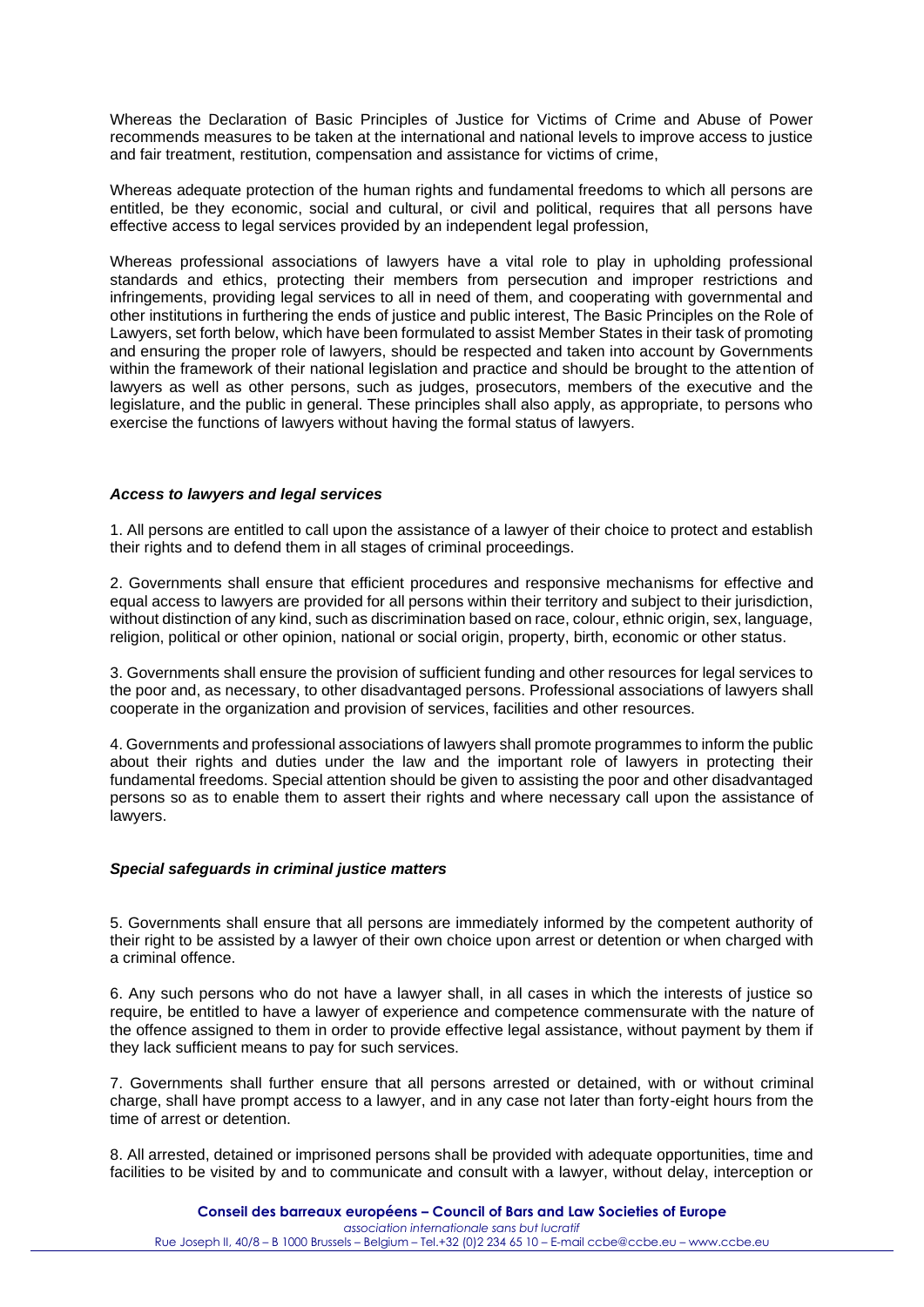Whereas the Declaration of Basic Principles of Justice for Victims of Crime and Abuse of Power recommends measures to be taken at the international and national levels to improve access to justice and fair treatment, restitution, compensation and assistance for victims of crime,

Whereas adequate protection of the human rights and fundamental freedoms to which all persons are entitled, be they economic, social and cultural, or civil and political, requires that all persons have effective access to legal services provided by an independent legal profession,

Whereas professional associations of lawyers have a vital role to play in upholding professional standards and ethics, protecting their members from persecution and improper restrictions and infringements, providing legal services to all in need of them, and cooperating with governmental and other institutions in furthering the ends of justice and public interest, The Basic Principles on the Role of Lawyers, set forth below, which have been formulated to assist Member States in their task of promoting and ensuring the proper role of lawyers, should be respected and taken into account by Governments within the framework of their national legislation and practice and should be brought to the attention of lawyers as well as other persons, such as judges, prosecutors, members of the executive and the legislature, and the public in general. These principles shall also apply, as appropriate, to persons who exercise the functions of lawyers without having the formal status of lawyers.

### ***Access to lawyers and legal services***

1. All persons are entitled to call upon the assistance of a lawyer of their choice to protect and establish their rights and to defend them in all stages of criminal proceedings.

2. Governments shall ensure that efficient procedures and responsive mechanisms for effective and equal access to lawyers are provided for all persons within their territory and subject to their jurisdiction, without distinction of any kind, such as discrimination based on race, colour, ethnic origin, sex, language, religion, political or other opinion, national or social origin, property, birth, economic or other status.

3. Governments shall ensure the provision of sufficient funding and other resources for legal services to the poor and, as necessary, to other disadvantaged persons. Professional associations of lawyers shall cooperate in the organization and provision of services, facilities and other resources.

4. Governments and professional associations of lawyers shall promote programmes to inform the public about their rights and duties under the law and the important role of lawyers in protecting their fundamental freedoms. Special attention should be given to assisting the poor and other disadvantaged persons so as to enable them to assert their rights and where necessary call upon the assistance of lawyers.

### ***Special safeguards in criminal justice matters***

5. Governments shall ensure that all persons are immediately informed by the competent authority of their right to be assisted by a lawyer of their own choice upon arrest or detention or when charged with a criminal offence.

6. Any such persons who do not have a lawyer shall, in all cases in which the interests of justice so require, be entitled to have a lawyer of experience and competence commensurate with the nature of the offence assigned to them in order to provide effective legal assistance, without payment by them if they lack sufficient means to pay for such services.

7. Governments shall further ensure that all persons arrested or detained, with or without criminal charge, shall have prompt access to a lawyer, and in any case not later than forty-eight hours from the time of arrest or detention.

8. All arrested, detained or imprisoned persons shall be provided with adequate opportunities, time and facilities to be visited by and to communicate and consult with a lawyer, without delay, interception or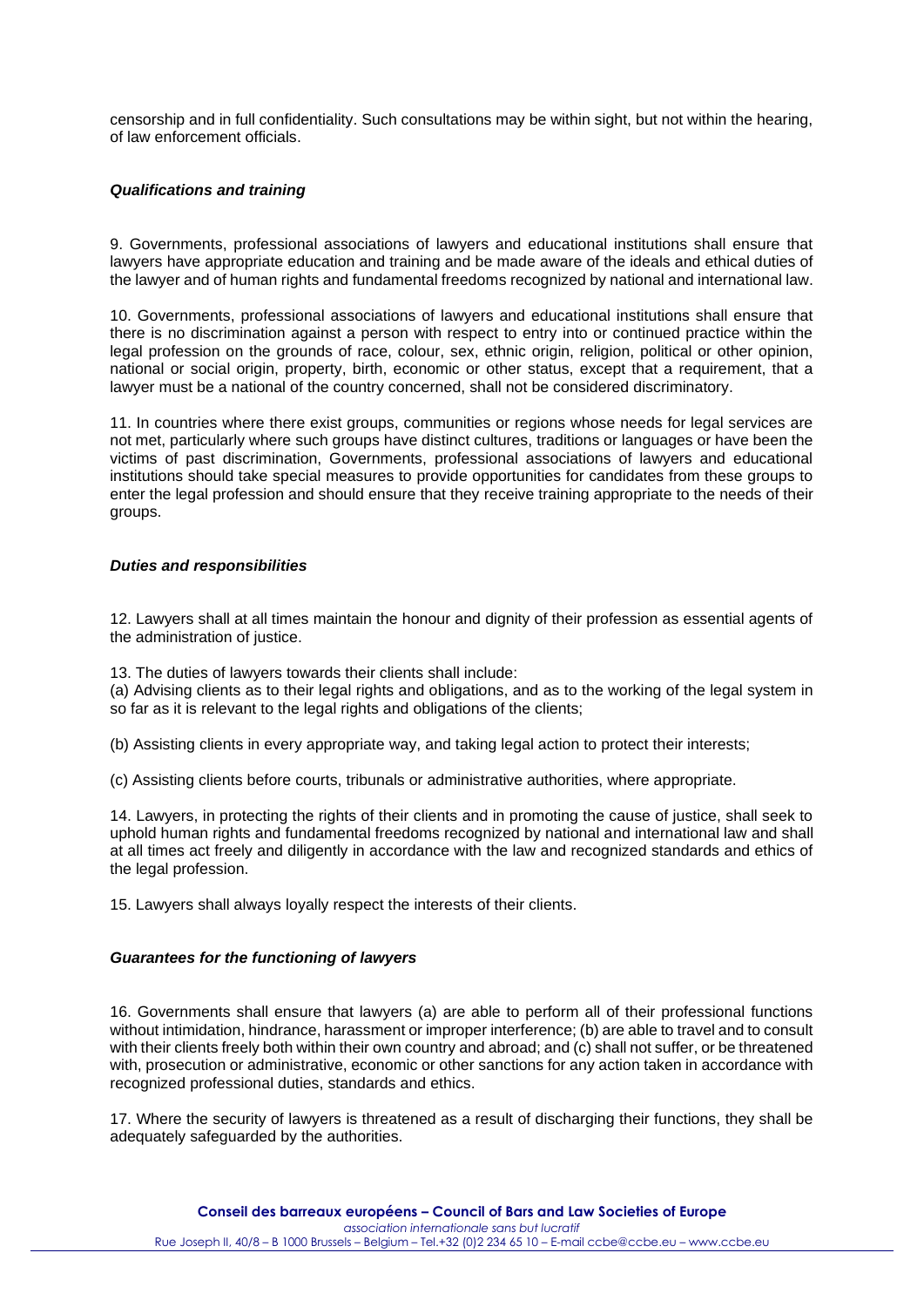censorship and in full confidentiality. Such consultations may be within sight, but not within the hearing, of law enforcement officials.

***Qualifications and training***

9. Governments, professional associations of lawyers and educational institutions shall ensure that lawyers have appropriate education and training and be made aware of the ideals and ethical duties of the lawyer and of human rights and fundamental freedoms recognized by national and international law.

10. Governments, professional associations of lawyers and educational institutions shall ensure that there is no discrimination against a person with respect to entry into or continued practice within the legal profession on the grounds of race, colour, sex, ethnic origin, religion, political or other opinion, national or social origin, property, birth, economic or other status, except that a requirement, that a lawyer must be a national of the country concerned, shall not be considered discriminatory.

11. In countries where there exist groups, communities or regions whose needs for legal services are not met, particularly where such groups have distinct cultures, traditions or languages or have been the victims of past discrimination, Governments, professional associations of lawyers and educational institutions should take special measures to provide opportunities for candidates from these groups to enter the legal profession and should ensure that they receive training appropriate to the needs of their groups.

***Duties and responsibilities***

12. Lawyers shall at all times maintain the honour and dignity of their profession as essential agents of the administration of justice.

13. The duties of lawyers towards their clients shall include:

(a) Advising clients as to their legal rights and obligations, and as to the working of the legal system in so far as it is relevant to the legal rights and obligations of the clients;

(b) Assisting clients in every appropriate way, and taking legal action to protect their interests;

(c) Assisting clients before courts, tribunals or administrative authorities, where appropriate.

14. Lawyers, in protecting the rights of their clients and in promoting the cause of justice, shall seek to uphold human rights and fundamental freedoms recognized by national and international law and shall at all times act freely and diligently in accordance with the law and recognized standards and ethics of the legal profession.

15. Lawyers shall always loyally respect the interests of their clients.

***Guarantees for the functioning of lawyers***

16. Governments shall ensure that lawyers (a) are able to perform all of their professional functions without intimidation, hindrance, harassment or improper interference; (b) are able to travel and to consult with their clients freely both within their own country and abroad; and (c) shall not suffer, or be threatened with, prosecution or administrative, economic or other sanctions for any action taken in accordance with recognized professional duties, standards and ethics.

17. Where the security of lawyers is threatened as a result of discharging their functions, they shall be adequately safeguarded by the authorities.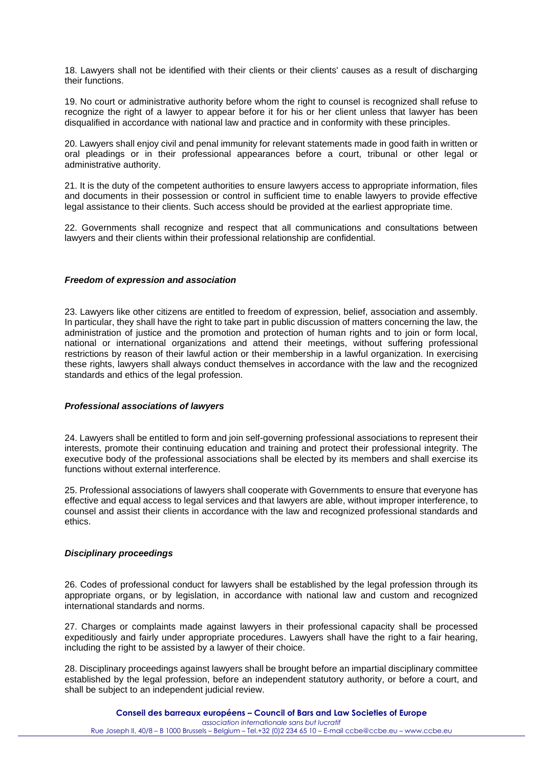18. Lawyers shall not be identified with their clients or their clients' causes as a result of discharging their functions.

19. No court or administrative authority before whom the right to counsel is recognized shall refuse to recognize the right of a lawyer to appear before it for his or her client unless that lawyer has been disqualified in accordance with national law and practice and in conformity with these principles.

20. Lawyers shall enjoy civil and penal immunity for relevant statements made in good faith in written or oral pleadings or in their professional appearances before a court, tribunal or other legal or administrative authority.

21. It is the duty of the competent authorities to ensure lawyers access to appropriate information, files and documents in their possession or control in sufficient time to enable lawyers to provide effective legal assistance to their clients. Such access should be provided at the earliest appropriate time.

22. Governments shall recognize and respect that all communications and consultations between lawyers and their clients within their professional relationship are confidential.

***Freedom of expression and association***

23. Lawyers like other citizens are entitled to freedom of expression, belief, association and assembly. In particular, they shall have the right to take part in public discussion of matters concerning the law, the administration of justice and the promotion and protection of human rights and to join or form local, national or international organizations and attend their meetings, without suffering professional restrictions by reason of their lawful action or their membership in a lawful organization. In exercising these rights, lawyers shall always conduct themselves in accordance with the law and the recognized standards and ethics of the legal profession.

***Professional associations of lawyers***

24. Lawyers shall be entitled to form and join self-governing professional associations to represent their interests, promote their continuing education and training and protect their professional integrity. The executive body of the professional associations shall be elected by its members and shall exercise its functions without external interference.

25. Professional associations of lawyers shall cooperate with Governments to ensure that everyone has effective and equal access to legal services and that lawyers are able, without improper interference, to counsel and assist their clients in accordance with the law and recognized professional standards and ethics.

***Disciplinary proceedings***

26. Codes of professional conduct for lawyers shall be established by the legal profession through its appropriate organs, or by legislation, in accordance with national law and custom and recognized international standards and norms.

27. Charges or complaints made against lawyers in their professional capacity shall be processed expeditiously and fairly under appropriate procedures. Lawyers shall have the right to a fair hearing, including the right to be assisted by a lawyer of their choice.

28. Disciplinary proceedings against lawyers shall be brought before an impartial disciplinary committee established by the legal profession, before an independent statutory authority, or before a court, and shall be subject to an independent judicial review.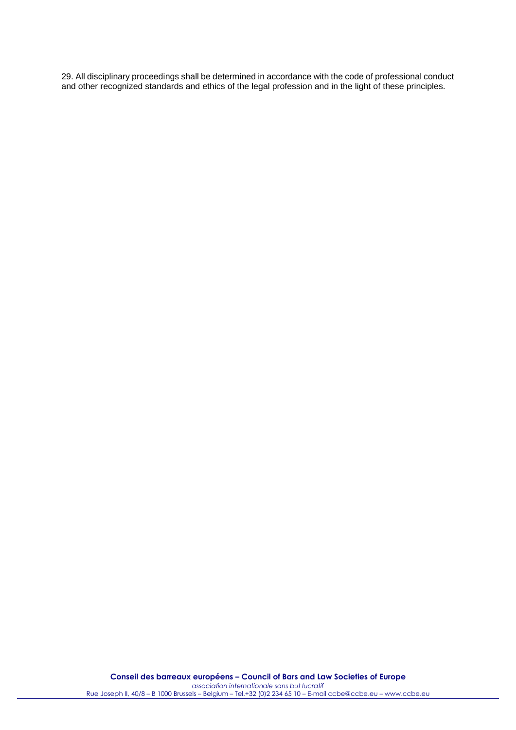29. All disciplinary proceedings shall be determined in accordance with the code of professional conduct and other recognized standards and ethics of the legal profession and in the light of these principles.